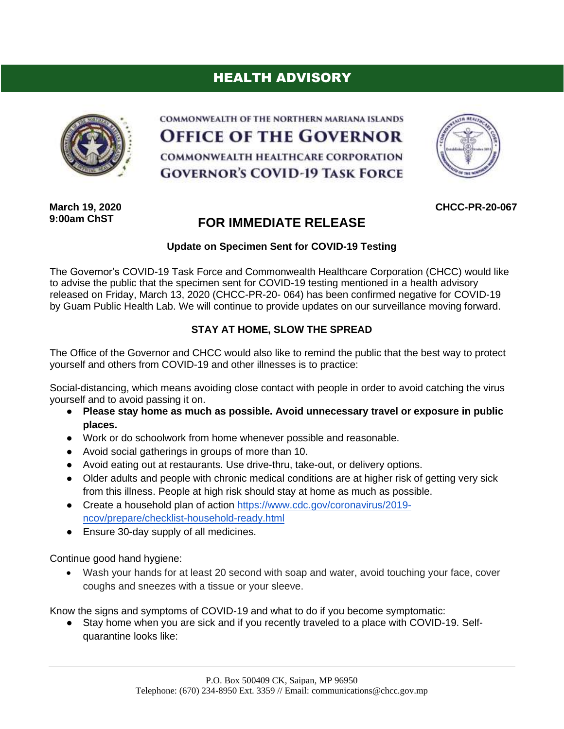# HEALTH ADVISORY

COMMONWEALTH OF THE NORTHERN MARIANA ISLANDS

**OFFICE OF THE GOVERNOR**

COMMONWEALTH HEALTHCARE CORPORATION

**GOVERNOR'S COVID-19 TASK FORCE**

**March 19, 2020**
**9:00am ChST**

**CHCC-PR-20-067**

## FOR IMMEDIATE RELEASE

**Update on Specimen Sent for COVID-19 Testing**

The Governor's COVID-19 Task Force and Commonwealth Healthcare Corporation (CHCC) would like to advise the public that the specimen sent for COVID-19 testing mentioned in a health advisory released on Friday, March 13, 2020 (CHCC-PR-20- 064) has been confirmed negative for COVID-19 by Guam Public Health Lab. We will continue to provide updates on our surveillance moving forward.

**STAY AT HOME, SLOW THE SPREAD**

The Office of the Governor and CHCC would also like to remind the public that the best way to protect yourself and others from COVID-19 and other illnesses is to practice:

Social-distancing, which means avoiding close contact with people in order to avoid catching the virus yourself and to avoid passing it on.

- **Please stay home as much as possible. Avoid unnecessary travel or exposure in public places.**
- Work or do schoolwork from home whenever possible and reasonable.
- Avoid social gatherings in groups of more than 10.
- Avoid eating out at restaurants. Use drive-thru, take-out, or delivery options.
- Older adults and people with chronic medical conditions are at higher risk of getting very sick from this illness. People at high risk should stay at home as much as possible.
- Create a household plan of action https://www.cdc.gov/coronavirus/2019-ncov/prepare/checklist-household-ready.html
- Ensure 30-day supply of all medicines.

Continue good hand hygiene:

- Wash your hands for at least 20 second with soap and water, avoid touching your face, cover coughs and sneezes with a tissue or your sleeve.

Know the signs and symptoms of COVID-19 and what to do if you become symptomatic:

- Stay home when you are sick and if you recently traveled to a place with COVID-19. Self-quarantine looks like:

P.O. Box 500409 CK, Saipan, MP 96950
Telephone: (670) 234-8950 Ext. 3359 // Email: communications@chcc.gov.mp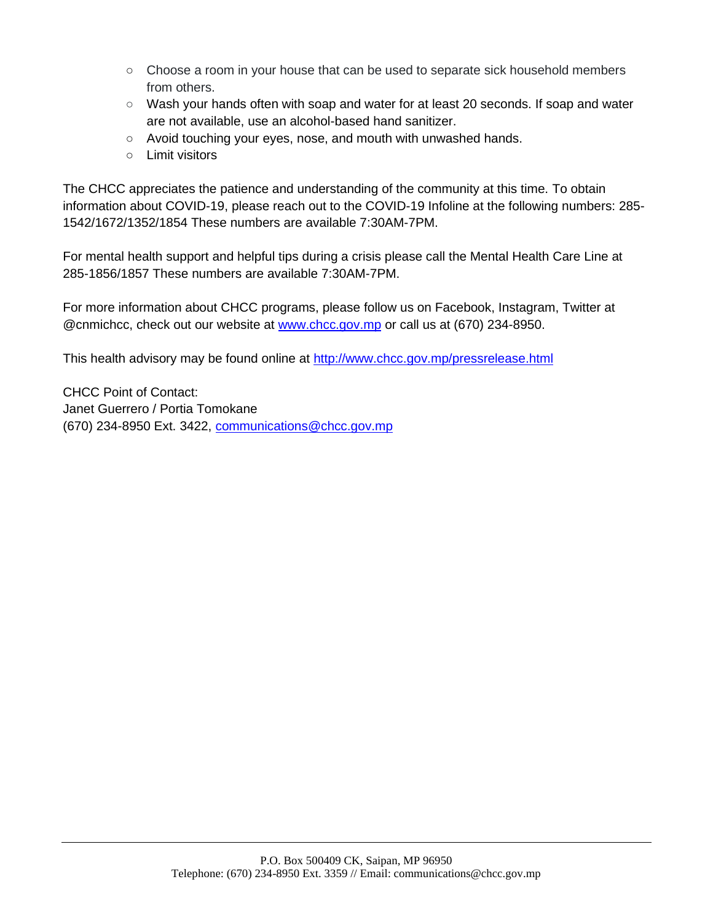- Choose a room in your house that can be used to separate sick household members from others.
- Wash your hands often with soap and water for at least 20 seconds. If soap and water are not available, use an alcohol-based hand sanitizer.
- Avoid touching your eyes, nose, and mouth with unwashed hands.
- Limit visitors

The CHCC appreciates the patience and understanding of the community at this time. To obtain information about COVID-19, please reach out to the COVID-19 Infoline at the following numbers: 285-1542/1672/1352/1854 These numbers are available 7:30AM-7PM.

For mental health support and helpful tips during a crisis please call the Mental Health Care Line at 285-1856/1857 These numbers are available 7:30AM-7PM.

For more information about CHCC programs, please follow us on Facebook, Instagram, Twitter at @cnmichcc, check out our website at [www.chcc.gov.mp](http://www.chcc.gov.mp) or call us at (670) 234-8950.

This health advisory may be found online at [http://www.chcc.gov.mp/pressrelease.html](http://www.chcc.gov.mp/pressrelease.html)

CHCC Point of Contact:
Janet Guerrero / Portia Tomokane
(670) 234-8950 Ext. 3422, [communications@chcc.gov.mp](mailto:communications@chcc.gov.mp)

P.O. Box 500409 CK, Saipan, MP 96950
Telephone: (670) 234-8950 Ext. 3359 // Email: communications@chcc.gov.mp